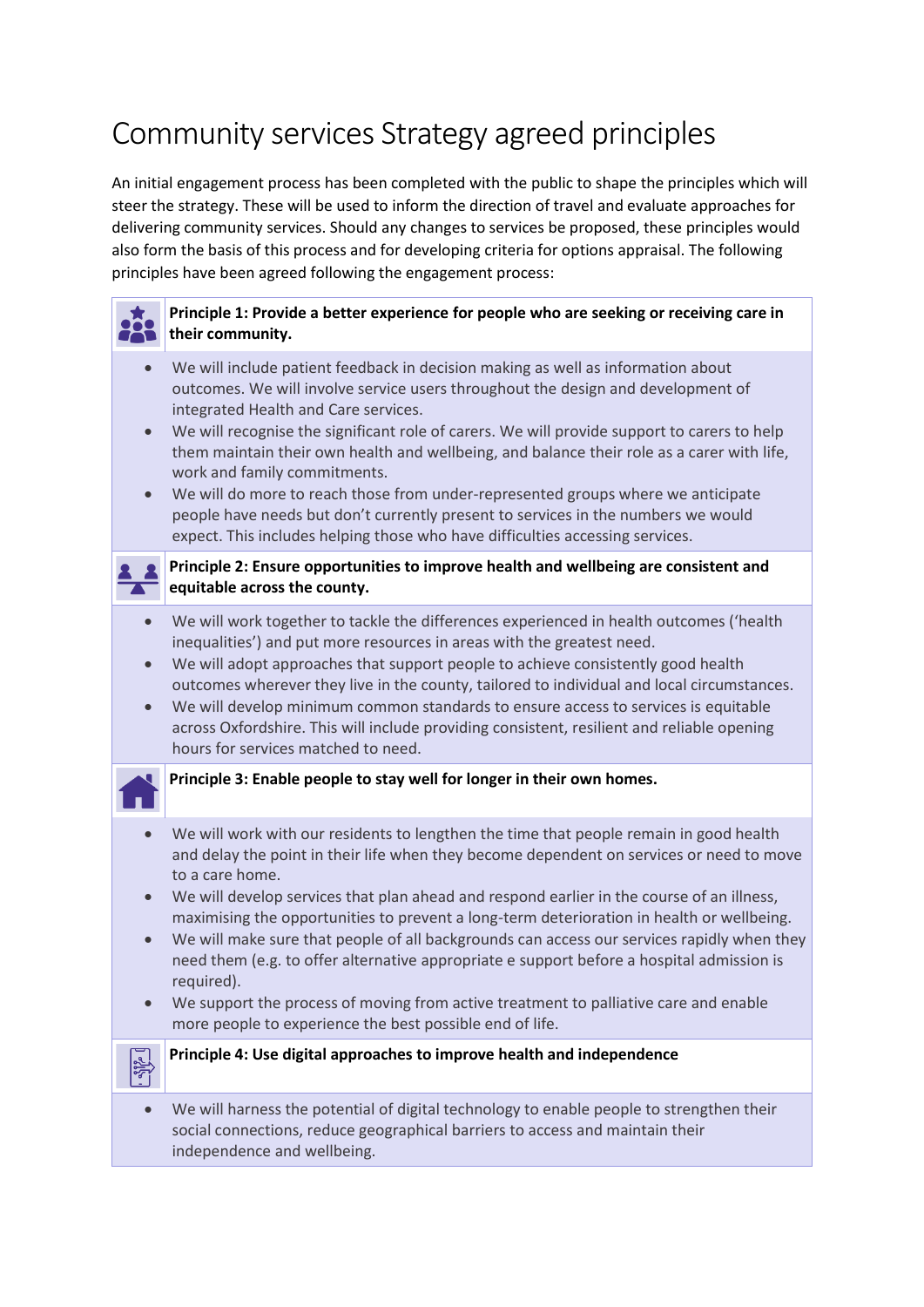# Community services Strategy agreed principles

An initial engagement process has been completed with the public to shape the principles which will steer the strategy. These will be used to inform the direction of travel and evaluate approaches for delivering community services. Should any changes to services be proposed, these principles would also form the basis of this process and for developing criteria for options appraisal. The following principles have been agreed following the engagement process:

**Principle 1: Provide a better experience for people who are seeking or receiving care in their community.**

- We will include patient feedback in decision making as well as information about outcomes. We will involve service users throughout the design and development of integrated Health and Care services.
- We will recognise the significant role of carers. We will provide support to carers to help them maintain their own health and wellbeing, and balance their role as a carer with life, work and family commitments.
- We will do more to reach those from under-represented groups where we anticipate people have needs but don't currently present to services in the numbers we would expect. This includes helping those who have difficulties accessing services.

**Principle 2: Ensure opportunities to improve health and wellbeing are consistent and equitable across the county.**

- We will work together to tackle the differences experienced in health outcomes ('health inequalities') and put more resources in areas with the greatest need.
- We will adopt approaches that support people to achieve consistently good health outcomes wherever they live in the county, tailored to individual and local circumstances.
- We will develop minimum common standards to ensure access to services is equitable across Oxfordshire. This will include providing consistent, resilient and reliable opening hours for services matched to need.

**Principle 3: Enable people to stay well for longer in their own homes.**

- We will work with our residents to lengthen the time that people remain in good health and delay the point in their life when they become dependent on services or need to move to a care home.
- We will develop services that plan ahead and respond earlier in the course of an illness, maximising the opportunities to prevent a long-term deterioration in health or wellbeing.
- We will make sure that people of all backgrounds can access our services rapidly when they need them (e.g. to offer alternative appropriate e support before a hospital admission is required).
- We support the process of moving from active treatment to palliative care and enable more people to experience the best possible end of life.

**Principle 4: Use digital approaches to improve health and independence**

- We will harness the potential of digital technology to enable people to strengthen their social connections, reduce geographical barriers to access and maintain their independence and wellbeing.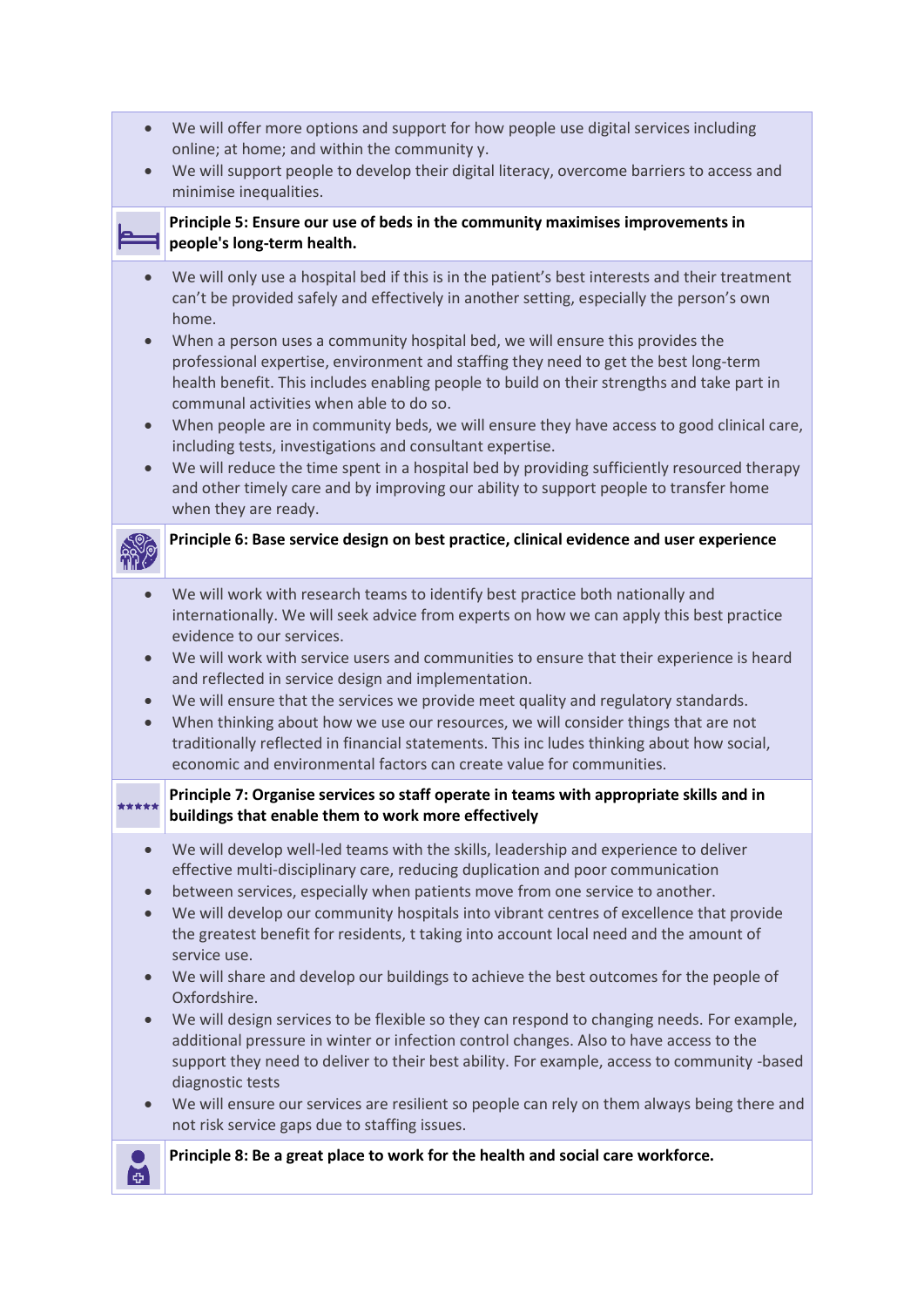- We will offer more options and support for how people use digital services including online; at home; and within the community y.
- We will support people to develop their digital literacy, overcome barriers to access and minimise inequalities.

**Principle 5: Ensure our use of beds in the community maximises improvements in people's long-term health.**

- We will only use a hospital bed if this is in the patient's best interests and their treatment can't be provided safely and effectively in another setting, especially the person's own home.
- When a person uses a community hospital bed, we will ensure this provides the professional expertise, environment and staffing they need to get the best long-term health benefit. This includes enabling people to build on their strengths and take part in communal activities when able to do so.
- When people are in community beds, we will ensure they have access to good clinical care, including tests, investigations and consultant expertise.
- We will reduce the time spent in a hospital bed by providing sufficiently resourced therapy and other timely care and by improving our ability to support people to transfer home when they are ready.

**Principle 6: Base service design on best practice, clinical evidence and user experience**

- We will work with research teams to identify best practice both nationally and internationally. We will seek advice from experts on how we can apply this best practice evidence to our services.
- We will work with service users and communities to ensure that their experience is heard and reflected in service design and implementation.
- We will ensure that the services we provide meet quality and regulatory standards.
- When thinking about how we use our resources, we will consider things that are not traditionally reflected in financial statements. This inc ludes thinking about how social, economic and environmental factors can create value for communities.

**Principle 7: Organise services so staff operate in teams with appropriate skills and in buildings that enable them to work more effectively**

- We will develop well-led teams with the skills, leadership and experience to deliver effective multi-disciplinary care, reducing duplication and poor communication
- between services, especially when patients move from one service to another.
- We will develop our community hospitals into vibrant centres of excellence that provide the greatest benefit for residents, t taking into account local need and the amount of service use.
- We will share and develop our buildings to achieve the best outcomes for the people of Oxfordshire.
- We will design services to be flexible so they can respond to changing needs. For example, additional pressure in winter or infection control changes. Also to have access to the support they need to deliver to their best ability. For example, access to community -based diagnostic tests
- We will ensure our services are resilient so people can rely on them always being there and not risk service gaps due to staffing issues.

**Principle 8: Be a great place to work for the health and social care workforce.**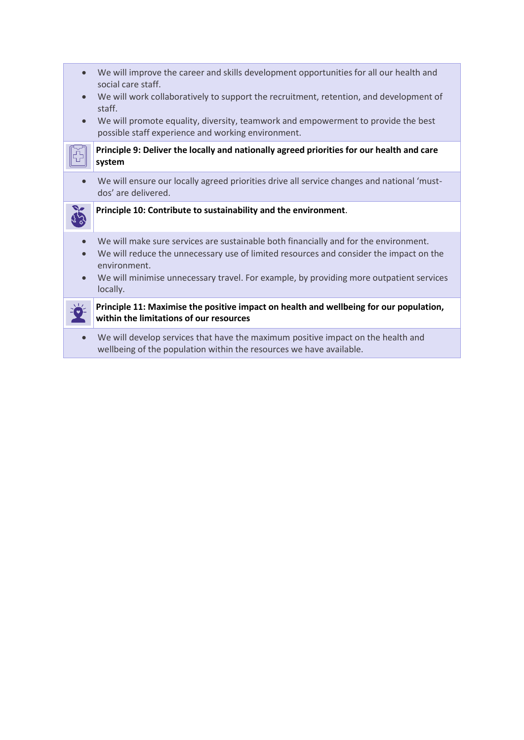- We will improve the career and skills development opportunities for all our health and social care staff.
- We will work collaboratively to support the recruitment, retention, and development of staff.
- We will promote equality, diversity, teamwork and empowerment to provide the best possible staff experience and working environment.

**Principle 9: Deliver the locally and nationally agreed priorities for our health and care system**

- We will ensure our locally agreed priorities drive all service changes and national 'must-dos' are delivered.

**Principle 10: Contribute to sustainability and the environment**.

- We will make sure services are sustainable both financially and for the environment.
- We will reduce the unnecessary use of limited resources and consider the impact on the environment.
- We will minimise unnecessary travel. For example, by providing more outpatient services locally.

**Principle 11: Maximise the positive impact on health and wellbeing for our population, within the limitations of our resources**

- We will develop services that have the maximum positive impact on the health and wellbeing of the population within the resources we have available.